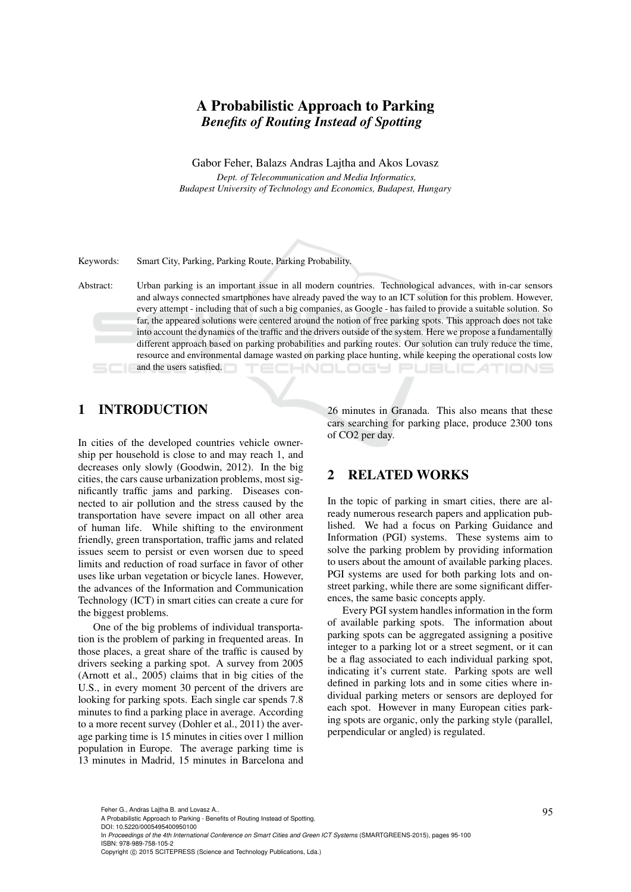# A Probabilistic Approach to Parking

## *Benefits of Routing Instead of Spotting*

Gabor Feher, Balazs Andras Lajtha and Akos Lovasz

*Dept. of Telecommunication and Media Informatics,*
*Budapest University of Technology and Economics, Budapest, Hungary*

Keywords: Smart City, Parking, Parking Route, Parking Probability.

Abstract: Urban parking is an important issue in all modern countries. Technological advances, with in-car sensors and always connected smartphones have already paved the way to an ICT solution for this problem. However, every attempt - including that of such a big companies, as Google - has failed to provide a suitable solution. So far, the appeared solutions were centered around the notion of free parking spots. This approach does not take into account the dynamics of the traffic and the drivers outside of the system. Here we propose a fundamentally different approach based on parking probabilities and parking routes. Our solution can truly reduce the time, resource and environmental damage wasted on parking place hunting, while keeping the operational costs low and the users satisfied.

## 1 INTRODUCTION

In cities of the developed countries vehicle ownership per household is close to and may reach 1, and decreases only slowly (Goodwin, 2012). In the big cities, the cars cause urbanization problems, most significantly traffic jams and parking. Diseases connected to air pollution and the stress caused by the transportation have severe impact on all other area of human life. While shifting to the environment friendly, green transportation, traffic jams and related issues seem to persist or even worsen due to speed limits and reduction of road surface in favor of other uses like urban vegetation or bicycle lanes. However, the advances of the Information and Communication Technology (ICT) in smart cities can create a cure for the biggest problems.

One of the big problems of individual transportation is the problem of parking in frequented areas. In those places, a great share of the traffic is caused by drivers seeking a parking spot. A survey from 2005 (Arnott et al., 2005) claims that in big cities of the U.S., in every moment 30 percent of the drivers are looking for parking spots. Each single car spends 7.8 minutes to find a parking place in average. According to a more recent survey (Dohler et al., 2011) the average parking time is 15 minutes in cities over 1 million population in Europe. The average parking time is 13 minutes in Madrid, 15 minutes in Barcelona and 26 minutes in Granada. This also means that these cars searching for parking place, produce 2300 tons of $CO_2$ per day.

## 2 RELATED WORKS

In the topic of parking in smart cities, there are already numerous research papers and application published. We had a focus on Parking Guidance and Information (PGI) systems. These systems aim to solve the parking problem by providing information to users about the amount of available parking places. PGI systems are used for both parking lots and on-street parking, while there are some significant differences, the same basic concepts apply.

Every PGI system handles information in the form of available parking spots. The information about parking spots can be aggregated assigning a positive integer to a parking lot or a street segment, or it can be a flag associated to each individual parking spot, indicating it's current state. Parking spots are well defined in parking lots and in some cities where individual parking meters or sensors are deployed for each spot. However in many European cities parking spots are organic, only the parking style (parallel, perpendicular or angled) is regulated.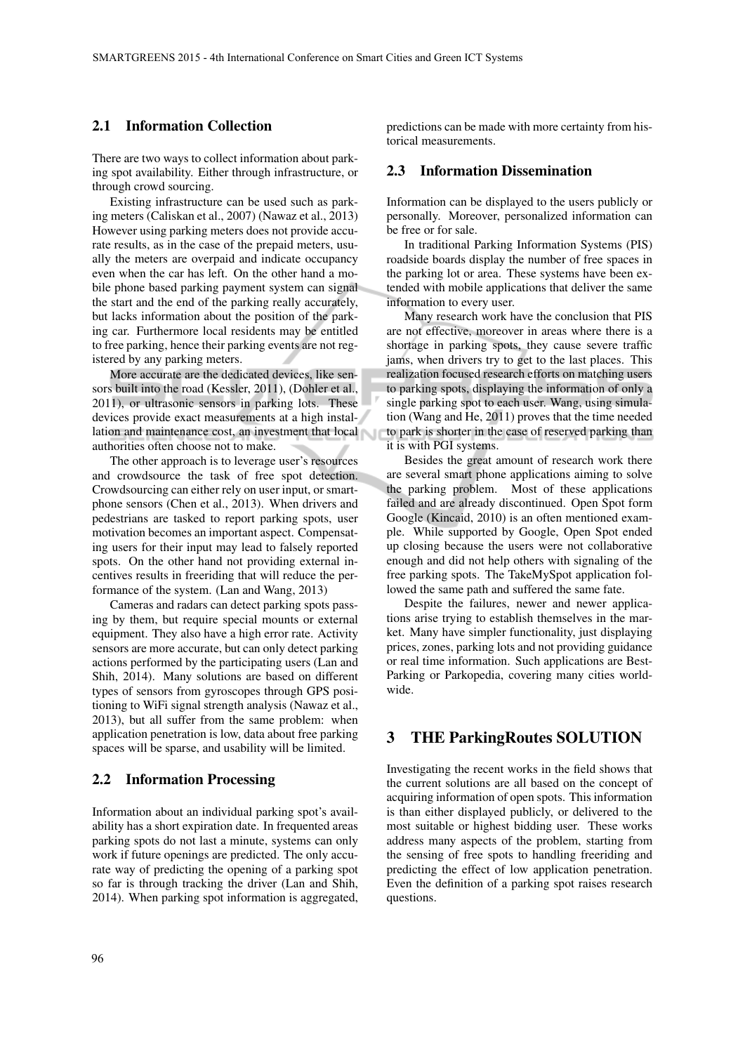## 2.1 Information Collection

There are two ways to collect information about parking spot availability. Either through infrastructure, or through crowd sourcing.

Existing infrastructure can be used such as parking meters (Caliskan et al., 2007) (Nawaz et al., 2013) However using parking meters does not provide accurate results, as in the case of the prepaid meters, usually the meters are overpaid and indicate occupancy even when the car has left. On the other hand a mobile phone based parking payment system can signal the start and the end of the parking really accurately, but lacks information about the position of the parking car. Furthermore local residents may be entitled to free parking, hence their parking events are not registered by any parking meters.

More accurate are the dedicated devices, like sensors built into the road (Kessler, 2011), (Dohler et al., 2011), or ultrasonic sensors in parking lots. These devices provide exact measurements at a high installation and maintenance cost, an investment that local authorities often choose not to make.

The other approach is to leverage user's resources and crowdsource the task of free spot detection. Crowdsourcing can either rely on user input, or smartphone sensors (Chen et al., 2013). When drivers and pedestrians are tasked to report parking spots, user motivation becomes an important aspect. Compensating users for their input may lead to falsely reported spots. On the other hand not providing external incentives results in freeriding that will reduce the performance of the system. (Lan and Wang, 2013)

Cameras and radars can detect parking spots passing by them, but require special mounts or external equipment. They also have a high error rate. Activity sensors are more accurate, but can only detect parking actions performed by the participating users (Lan and Shih, 2014). Many solutions are based on different types of sensors from gyroscopes through GPS positioning to WiFi signal strength analysis (Nawaz et al., 2013), but all suffer from the same problem: when application penetration is low, data about free parking spaces will be sparse, and usability will be limited.

## 2.2 Information Processing

Information about an individual parking spot's availability has a short expiration date. In frequented areas parking spots do not last a minute, systems can only work if future openings are predicted. The only accurate way of predicting the opening of a parking spot so far is through tracking the driver (Lan and Shih, 2014). When parking spot information is aggregated, predictions can be made with more certainty from historical measurements.

## 2.3 Information Dissemination

Information can be displayed to the users publicly or personally. Moreover, personalized information can be free or for sale.

In traditional Parking Information Systems (PIS) roadside boards display the number of free spaces in the parking lot or area. These systems have been extended with mobile applications that deliver the same information to every user.

Many research work have the conclusion that PIS are not effective, moreover in areas where there is a shortage in parking spots, they cause severe traffic jams, when drivers try to get to the last places. This realization focused research efforts on matching users to parking spots, displaying the information of only a single parking spot to each user. Wang, using simulation (Wang and He, 2011) proves that the time needed to park is shorter in the case of reserved parking than it is with PGI systems.

Besides the great amount of research work there are several smart phone applications aiming to solve the parking problem. Most of these applications failed and are already discontinued. Open Spot form Google (Kincaid, 2010) is an often mentioned example. While supported by Google, Open Spot ended up closing because the users were not collaborative enough and did not help others with signaling of the free parking spots. The TakeMySpot application followed the same path and suffered the same fate.

Despite the failures, newer and newer applications arise trying to establish themselves in the market. Many have simpler functionality, just displaying prices, zones, parking lots and not providing guidance or real time information. Such applications are Best-Parking or Parkopedia, covering many cities worldwide.

# 3 THE ParkingRoutes SOLUTION

Investigating the recent works in the field shows that the current solutions are all based on the concept of acquiring information of open spots. This information is than either displayed publicly, or delivered to the most suitable or highest bidding user. These works address many aspects of the problem, starting from the sensing of free spots to handling freeriding and predicting the effect of low application penetration. Even the definition of a parking spot raises research questions.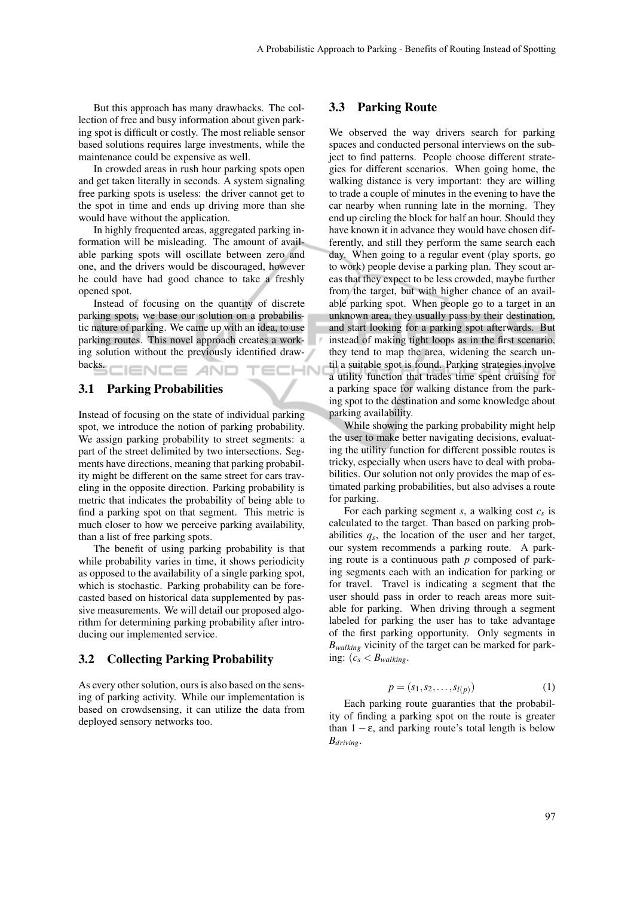But this approach has many drawbacks. The collection of free and busy information about given parking spot is difficult or costly. The most reliable sensor based solutions requires large investments, while the maintenance could be expensive as well.

In crowded areas in rush hour parking spots open and get taken literally in seconds. A system signaling free parking spots is useless: the driver cannot get to the spot in time and ends up driving more than she would have without the application.

In highly frequented areas, aggregated parking information will be misleading. The amount of available parking spots will oscillate between zero and one, and the drivers would be discouraged, however he could have had good chance to take a freshly opened spot.

Instead of focusing on the quantity of discrete parking spots, we base our solution on a probabilistic nature of parking. We came up with an idea, to use parking routes. This novel approach creates a working solution without the previously identified drawbacks.

### 3.1 Parking Probabilities

Instead of focusing on the state of individual parking spot, we introduce the notion of parking probability. We assign parking probability to street segments: a part of the street delimited by two intersections. Segments have directions, meaning that parking probability might be different on the same street for cars traveling in the opposite direction. Parking probability is metric that indicates the probability of being able to find a parking spot on that segment. This metric is much closer to how we perceive parking availability, than a list of free parking spots.

The benefit of using parking probability is that while probability varies in time, it shows periodicity as opposed to the availability of a single parking spot, which is stochastic. Parking probability can be forecasted based on historical data supplemented by passive measurements. We will detail our proposed algorithm for determining parking probability after introducing our implemented service.

### 3.2 Collecting Parking Probability

As every other solution, ours is also based on the sensing of parking activity. While our implementation is based on crowdsensing, it can utilize the data from deployed sensory networks too.

### 3.3 Parking Route

We observed the way drivers search for parking spaces and conducted personal interviews on the subject to find patterns. People choose different strategies for different scenarios. When going home, the walking distance is very important: they are willing to trade a couple of minutes in the evening to have the car nearby when running late in the morning. They end up circling the block for half an hour. Should they have known it in advance they would have chosen differently, and still they perform the same search each day. When going to a regular event (play sports, go to work) people devise a parking plan. They scout areas that they expect to be less crowded, maybe further from the target, but with higher chance of an available parking spot. When people go to a target in an unknown area, they usually pass by their destination, and start looking for a parking spot afterwards. But instead of making tight loops as in the first scenario, they tend to map the area, widening the search until a suitable spot is found. Parking strategies involve a utility function that trades time spent cruising for a parking space for walking distance from the parking spot to the destination and some knowledge about parking availability.

While showing the parking probability might help the user to make better navigating decisions, evaluating the utility function for different possible routes is tricky, especially when users have to deal with probabilities. Our solution not only provides the map of estimated parking probabilities, but also advises a route for parking.

For each parking segment $s$, a walking cost $c_s$ is calculated to the target. Than based on parking probabilities $q_s$, the location of the user and her target, our system recommends a parking route. A parking route is a continuous path $p$ composed of parking segments each with an indication for parking or for travel. Travel is indicating a segment that the user should pass in order to reach areas more suitable for parking. When driving through a segment labeled for parking the user has to take advantage of the first parking opportunity. Only segments in $B_{walking}$ vicinity of the target can be marked for parking: $(c_s < B_{walking}$.

$$p = (s_1, s_2, \ldots, s_{l(p)}) \tag{1}$$

Each parking route guaranties that the probability of finding a parking spot on the route is greater than $1 - \varepsilon$, and parking route's total length is below $B_{driving}$.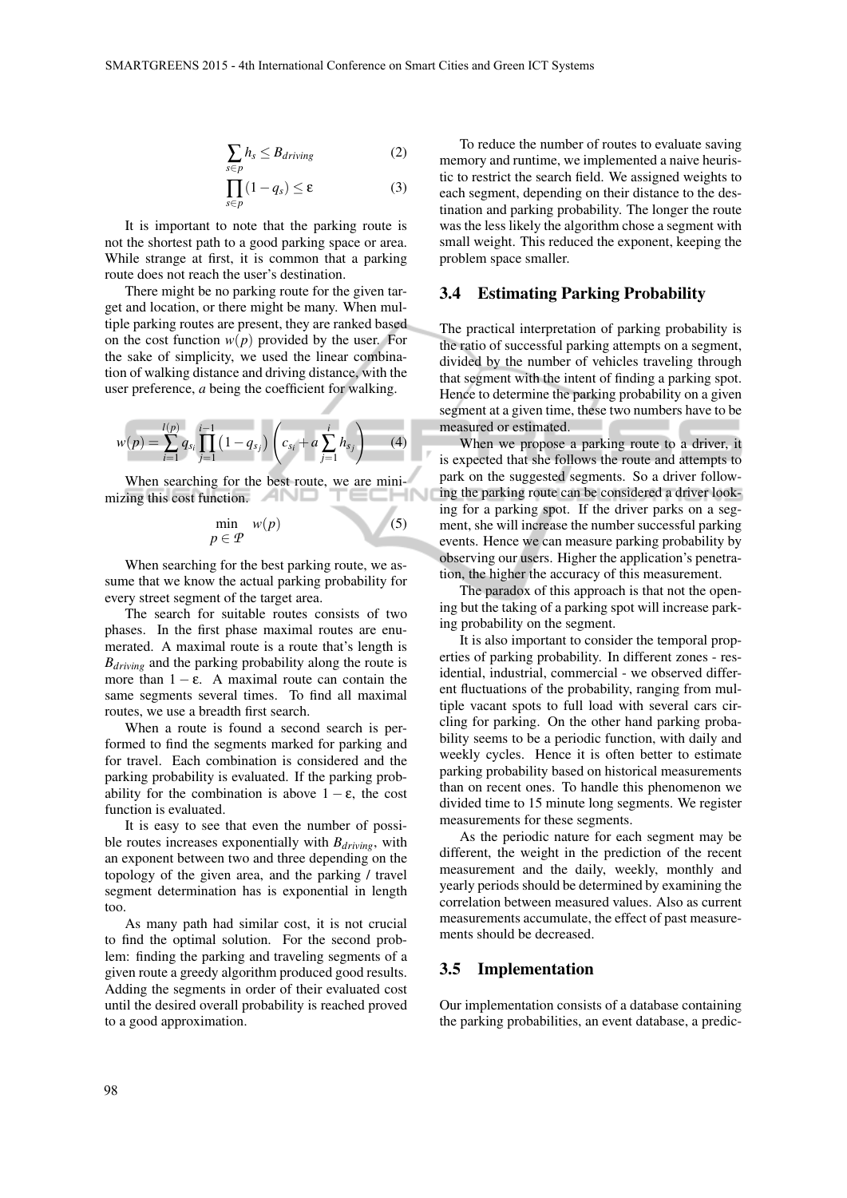$$\sum_{s \in p} h_s \leq B_{driving} \quad (2)$$

$$\prod_{s \in p} (1 - q_s) \leq \varepsilon \quad (3)$$

It is important to note that the parking route is not the shortest path to a good parking space or area. While strange at first, it is common that a parking route does not reach the user's destination.

There might be no parking route for the given target and location, or there might be many. When multiple parking routes are present, they are ranked based on the cost function $w(p)$ provided by the user. For the sake of simplicity, we used the linear combination of walking distance and driving distance, with the user preference, $a$ being the coefficient for walking.

$$w(p) = \sum_{i=1}^{l(p)} q_{s_i} \prod_{j=1}^{i-1} \left(1 - q_{s_j}\right) \left( c_{s_i} + a \sum_{j=1}^{i} h_{s_j} \right) \quad (4)$$

When searching for the best route, we are minimizing this cost function.

$$\min_{p \in \mathcal{P}} \quad w(p) \quad (5)$$

When searching for the best parking route, we assume that we know the actual parking probability for every street segment of the target area.

The search for suitable routes consists of two phases. In the first phase maximal routes are enumerated. A maximal route is a route that's length is $B_{driving}$ and the parking probability along the route is more than $1 - \varepsilon$. A maximal route can contain the same segments several times. To find all maximal routes, we use a breadth first search.

When a route is found a second search is performed to find the segments marked for parking and for travel. Each combination is considered and the parking probability is evaluated. If the parking probability for the combination is above $1 - \varepsilon$, the cost function is evaluated.

It is easy to see that even the number of possible routes increases exponentially with $B_{driving}$, with an exponent between two and three depending on the topology of the given area, and the parking / travel segment determination has is exponential in length too.

As many path had similar cost, it is not crucial to find the optimal solution. For the second problem: finding the parking and traveling segments of a given route a greedy algorithm produced good results. Adding the segments in order of their evaluated cost until the desired overall probability is reached proved to a good approximation.

To reduce the number of routes to evaluate saving memory and runtime, we implemented a naive heuristic to restrict the search field. We assigned weights to each segment, depending on their distance to the destination and parking probability. The longer the route was the less likely the algorithm chose a segment with small weight. This reduced the exponent, keeping the problem space smaller.

### 3.4 Estimating Parking Probability

The practical interpretation of parking probability is the ratio of successful parking attempts on a segment, divided by the number of vehicles traveling through that segment with the intent of finding a parking spot. Hence to determine the parking probability on a given segment at a given time, these two numbers have to be measured or estimated.

When we propose a parking route to a driver, it is expected that she follows the route and attempts to park on the suggested segments. So a driver following the parking route can be considered a driver looking for a parking spot. If the driver parks on a segment, she will increase the number successful parking events. Hence we can measure parking probability by observing our users. Higher the application's penetration, the higher the accuracy of this measurement.

The paradox of this approach is that not the opening but the taking of a parking spot will increase parking probability on the segment.

It is also important to consider the temporal properties of parking probability. In different zones - residential, industrial, commercial - we observed different fluctuations of the probability, ranging from multiple vacant spots to full load with several cars circling for parking. On the other hand parking probability seems to be a periodic function, with daily and weekly cycles. Hence it is often better to estimate parking probability based on historical measurements than on recent ones. To handle this phenomenon we divided time to 15 minute long segments. We register measurements for these segments.

As the periodic nature for each segment may be different, the weight in the prediction of the recent measurement and the daily, weekly, monthly and yearly periods should be determined by examining the correlation between measured values. Also as current measurements accumulate, the effect of past measurements should be decreased.

### 3.5 Implementation

Our implementation consists of a database containing the parking probabilities, an event database, a predic-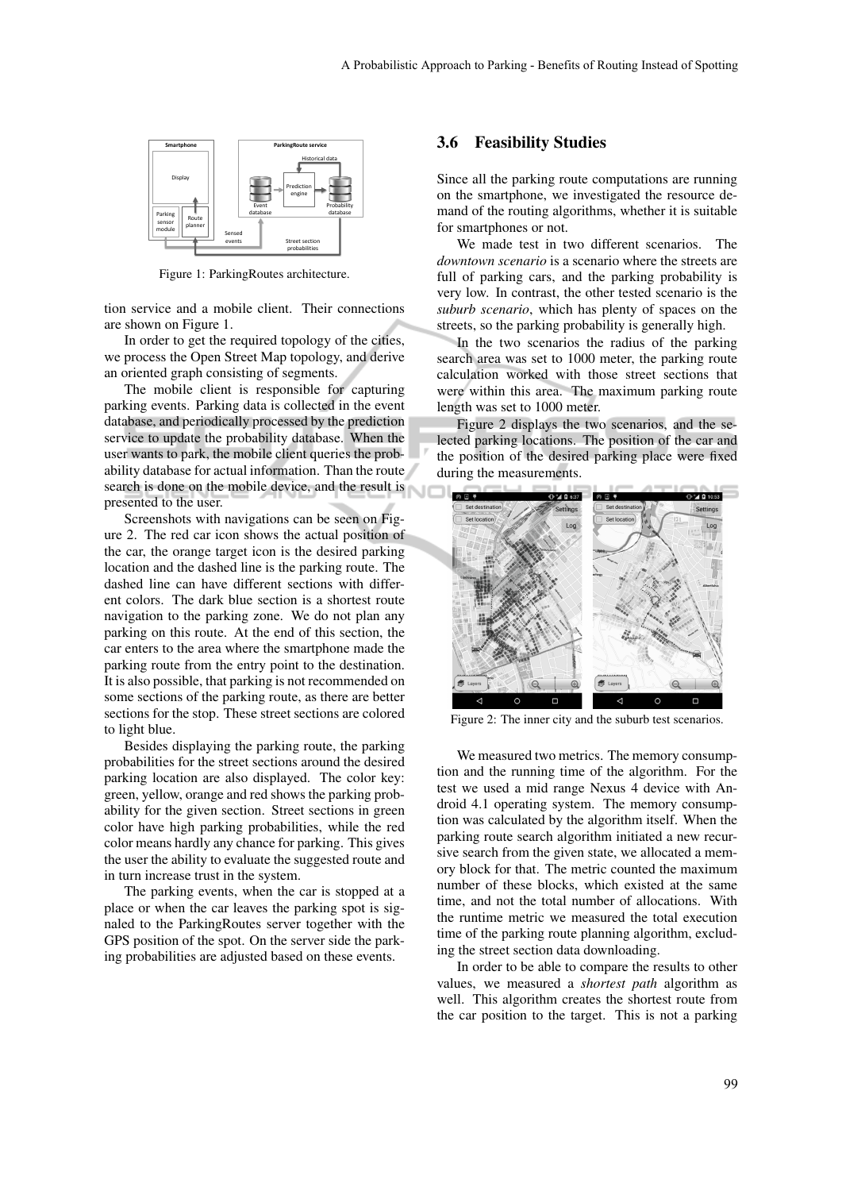Figure 1: ParkingRoutes architecture.

tion service and a mobile client. Their connections are shown on Figure 1.

In order to get the required topology of the cities, we process the Open Street Map topology, and derive an oriented graph consisting of segments.

The mobile client is responsible for capturing parking events. Parking data is collected in the event database, and periodically processed by the prediction service to update the probability database. When the user wants to park, the mobile client queries the probability database for actual information. Than the route search is done on the mobile device, and the result is presented to the user.

Screenshots with navigations can be seen on Figure 2. The red car icon shows the actual position of the car, the orange target icon is the desired parking location and the dashed line is the parking route. The dashed line can have different sections with different colors. The dark blue section is a shortest route navigation to the parking zone. We do not plan any parking on this route. At the end of this section, the car enters to the area where the smartphone made the parking route from the entry point to the destination. It is also possible, that parking is not recommended on some sections of the parking route, as there are better sections for the stop. These street sections are colored to light blue.

Besides displaying the parking route, the parking probabilities for the street sections around the desired parking location are also displayed. The color key: green, yellow, orange and red shows the parking probability for the given section. Street sections in green color have high parking probabilities, while the red color means hardly any chance for parking. This gives the user the ability to evaluate the suggested route and in turn increase trust in the system.

The parking events, when the car is stopped at a place or when the car leaves the parking spot is signaled to the ParkingRoutes server together with the GPS position of the spot. On the server side the parking probabilities are adjusted based on these events.

### 3.6 Feasibility Studies

Since all the parking route computations are running on the smartphone, we investigated the resource demand of the routing algorithms, whether it is suitable for smartphones or not.

We made test in two different scenarios. The *downtown scenario* is a scenario where the streets are full of parking cars, and the parking probability is very low. In contrast, the other tested scenario is the *suburb scenario*, which has plenty of spaces on the streets, so the parking probability is generally high.

In the two scenarios the radius of the parking search area was set to 1000 meter, the parking route calculation worked with those street sections that were within this area. The maximum parking route length was set to 1000 meter.

Figure 2 displays the two scenarios, and the selected parking locations. The position of the car and the position of the desired parking place were fixed during the measurements.

Figure 2: The inner city and the suburb test scenarios.

We measured two metrics. The memory consumption and the running time of the algorithm. For the test we used a mid range Nexus 4 device with Android 4.1 operating system. The memory consumption was calculated by the algorithm itself. When the parking route search algorithm initiated a new recursive search from the given state, we allocated a memory block for that. The metric counted the maximum number of these blocks, which existed at the same time, and not the total number of allocations. With the runtime metric we measured the total execution time of the parking route planning algorithm, excluding the street section data downloading.

In order to be able to compare the results to other values, we measured a *shortest path* algorithm as well. This algorithm creates the shortest route from the car position to the target. This is not a parking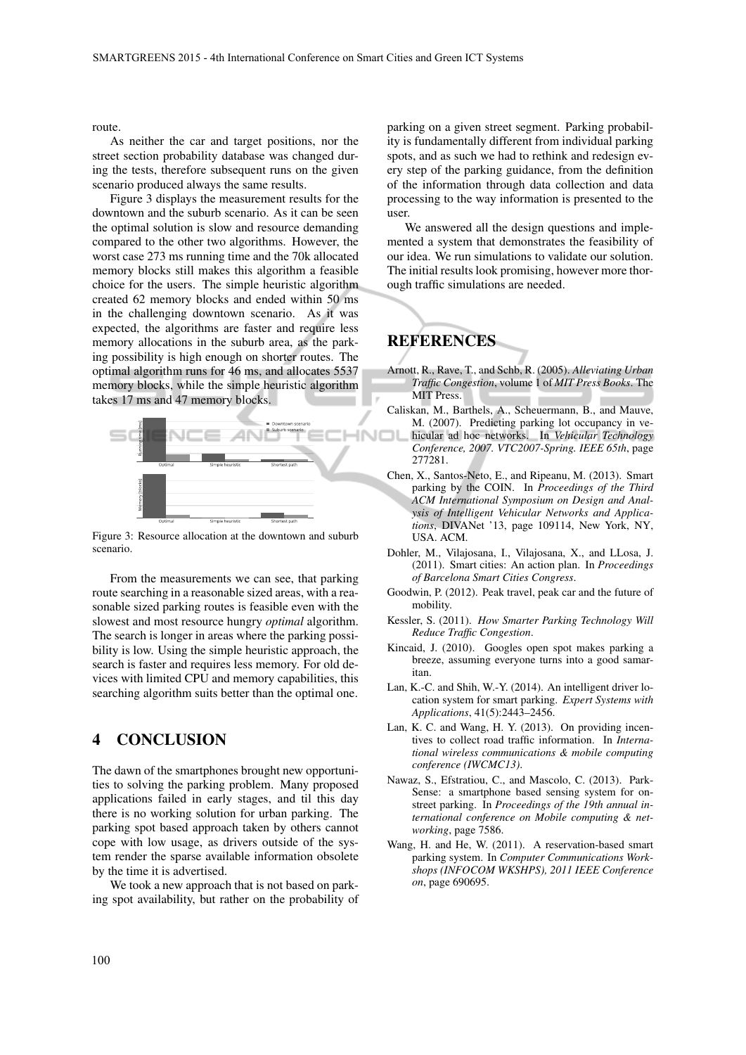route.

As neither the car and target positions, nor the street section probability database was changed during the tests, therefore subsequent runs on the given scenario produced always the same results.

Figure 3 displays the measurement results for the downtown and the suburb scenario. As it can be seen the optimal solution is slow and resource demanding compared to the other two algorithms. However, the worst case 273 ms running time and the 70k allocated memory blocks still makes this algorithm a feasible choice for the users. The simple heuristic algorithm created 62 memory blocks and ended within 50 ms in the challenging downtown scenario. As it was expected, the algorithms are faster and require less memory allocations in the suburb area, as the parking possibility is high enough on shorter routes. The optimal algorithm runs for 46 ms, and allocates 5537 memory blocks, while the simple heuristic algorithm takes 17 ms and 47 memory blocks.

Running time [ms]
Downtown scenario
Suburb scenario
Optimal
Simple heuristic
Shortest path
Memory [blocks]
Optimal
Simple heuristic
Shortest path

Figure 3: Resource allocation at the downtown and suburb scenario.

From the measurements we can see, that parking route searching in a reasonable sized areas, with a reasonable sized parking routes is feasible even with the slowest and most resource hungry *optimal* algorithm. The search is longer in areas where the parking possibility is low. Using the simple heuristic approach, the search is faster and requires less memory. For old devices with limited CPU and memory capabilities, this searching algorithm suits better than the optimal one.

## 4 CONCLUSION

The dawn of the smartphones brought new opportunities to solving the parking problem. Many proposed applications failed in early stages, and til this day there is no working solution for urban parking. The parking spot based approach taken by others cannot cope with low usage, as drivers outside of the system render the sparse available information obsolete by the time it is advertised.

We took a new approach that is not based on parking spot availability, but rather on the probability of parking on a given street segment. Parking probability is fundamentally different from individual parking spots, and as such we had to rethink and redesign every step of the parking guidance, from the definition of the information through data collection and data processing to the way information is presented to the user.

We answered all the design questions and implemented a system that demonstrates the feasibility of our idea. We run simulations to validate our solution. The initial results look promising, however more thorough traffic simulations are needed.

## REFERENCES

Arnott, R., Rave, T., and Schb, R. (2005). *Alleviating Urban Traffic Congestion*, volume 1 of *MIT Press Books*. The MIT Press.

Caliskan, M., Barthels, A., Scheuermann, B., and Mauve, M. (2007). Predicting parking lot occupancy in vehicular ad hoc networks. In *Vehicular Technology Conference, 2007. VTC2007-Spring. IEEE 65th*, page 277281.

Chen, X., Santos-Neto, E., and Ripeanu, M. (2013). Smart parking by the COIN. In *Proceedings of the Third ACM International Symposium on Design and Analysis of Intelligent Vehicular Networks and Applications*, DIVANet '13, page 109114, New York, NY, USA. ACM.

Dohler, M., Vilajosana, I., Vilajosana, X., and LLosa, J. (2011). Smart cities: An action plan. In *Proceedings of Barcelona Smart Cities Congress*.

Goodwin, P. (2012). Peak travel, peak car and the future of mobility.

Kessler, S. (2011). *How Smarter Parking Technology Will Reduce Traffic Congestion*.

Kincaid, J. (2010). Googles open spot makes parking a breeze, assuming everyone turns into a good samaritan.

Lan, K.-C. and Shih, W.-Y. (2014). An intelligent driver location system for smart parking. *Expert Systems with Applications*, 41(5):2443–2456.

Lan, K. C. and Wang, H. Y. (2013). On providing incentives to collect road traffic information. In *International wireless communications & mobile computing conference (IWCMC13)*.

Nawaz, S., Efstratiou, C., and Mascolo, C. (2013). ParkSense: a smartphone based sensing system for on-street parking. In *Proceedings of the 19th annual international conference on Mobile computing & networking*, page 7586.

Wang, H. and He, W. (2011). A reservation-based smart parking system. In *Computer Communications Workshops (INFOCOM WKSHPS), 2011 IEEE Conference on*, page 690695.